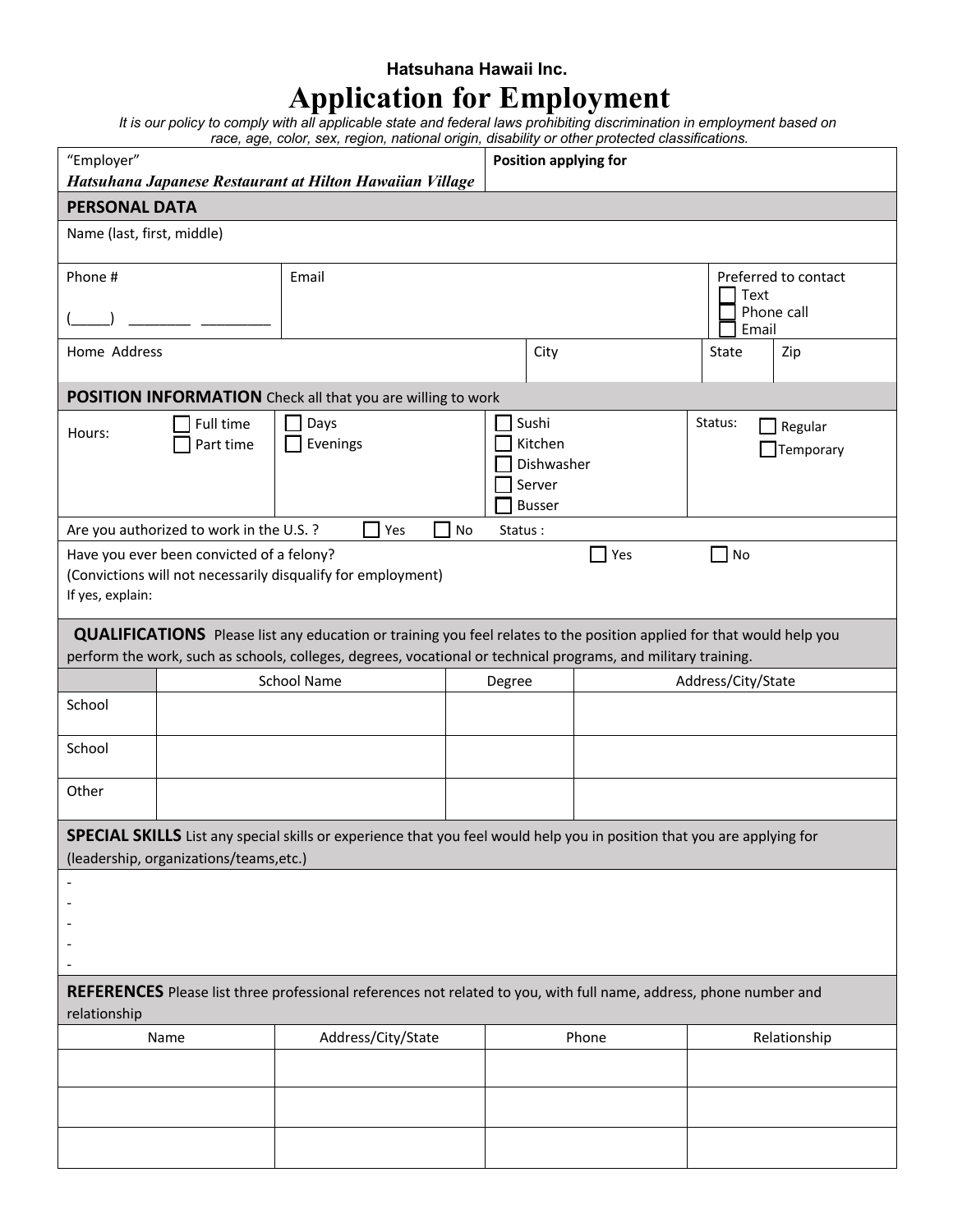**Hatsuhana Hawaii Inc.**

# Application for Employment

*It is our policy to comply with all applicable state and federal laws prohibiting discrimination in employment based on race, age, color, sex, region, national origin, disability or other protected classifications.*

| "Employer" *Hatsuhana Japanese Restaurant at Hilton Hawaiian Village* | **Position applying for** |
|---|---|

## PERSONAL DATA

Name (last, first, middle)

| Phone # (_____) ________ ________ | Email | Preferred to contact ☐ Text ☐ Phone call ☐ Email |
|---|---|---|

| Home Address | City | State | Zip |
|---|---|---|---|
| | | | |

## POSITION INFORMATION

Check all that you are willing to work

| Hours: | ☐ Full time ☐ Part time | ☐ Days ☐ Evenings | ☐ Sushi ☐ Kitchen ☐ Dishwasher ☐ Server ☐ Busser | Status: ☐ Regular ☐ Temporary |
|---|---|---|---|---|

Are you authorized to work in the U.S. ? ☐ Yes ☐ No Status :

Have you ever been convicted of a felony? ☐ Yes ☐ No
(Convictions will not necessarily disqualify for employment)
If yes, explain:

## QUALIFICATIONS

Please list any education or training you feel relates to the position applied for that would help you perform the work, such as schools, colleges, degrees, vocational or technical programs, and military training.

| | School Name | Degree | Address/City/State |
|---|---|---|---|
| School | | | |
| School | | | |
| Other | | | |

## SPECIAL SKILLS

List any special skills or experience that you feel would help you in position that you are applying for (leadership, organizations/teams,etc.)

-
-
-
-
-

## REFERENCES

Please list three professional references not related to you, with full name, address, phone number and relationship

| Name | Address/City/State | Phone | Relationship |
|---|---|---|---|
| | | | |
| | | | |
| | | | |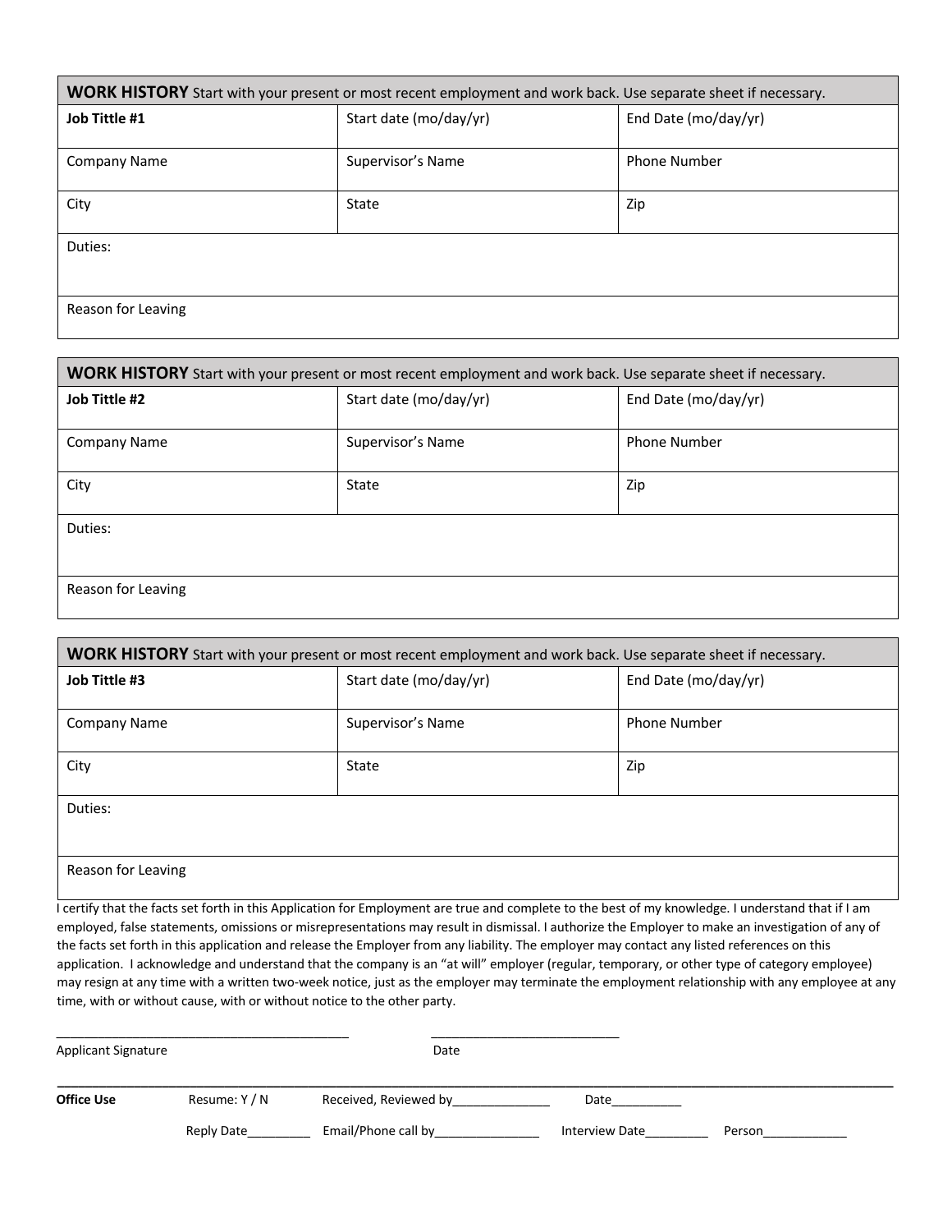| **WORK HISTORY** Start with your present or most recent employment and work back. Use separate sheet if necessary. | | |
|---|---|---|
| **Job Tittle #1** | Start date (mo/day/yr) | End Date (mo/day/yr) |
| Company Name | Supervisor's Name | Phone Number |
| City | State | Zip |
| Duties: | | |
| Reason for Leaving | | |

| **WORK HISTORY** Start with your present or most recent employment and work back. Use separate sheet if necessary. | | |
|---|---|---|
| **Job Tittle #2** | Start date (mo/day/yr) | End Date (mo/day/yr) |
| Company Name | Supervisor's Name | Phone Number |
| City | State | Zip |
| Duties: | | |
| Reason for Leaving | | |

| **WORK HISTORY** Start with your present or most recent employment and work back. Use separate sheet if necessary. | | |
|---|---|---|
| **Job Tittle #3** | Start date (mo/day/yr) | End Date (mo/day/yr) |
| Company Name | Supervisor's Name | Phone Number |
| City | State | Zip |
| Duties: | | |
| Reason for Leaving | | |

I certify that the facts set forth in this Application for Employment are true and complete to the best of my knowledge. I understand that if I am employed, false statements, omissions or misrepresentations may result in dismissal. I authorize the Employer to make an investigation of any of the facts set forth in this application and release the Employer from any liability. The employer may contact any listed references on this application. I acknowledge and understand that the company is an "at will" employer (regular, temporary, or other type of category employee) may resign at any time with a written two-week notice, just as the employer may terminate the employment relationship with any employee at any time, with or without cause, with or without notice to the other party.

_________________________________________ ___________________________

Applicant Signature Date

---

**Office Use** Resume: Y / N Received, Reviewed by______________ Date__________

Reply Date_________ Email/Phone call by_______________ Interview Date_________ Person____________